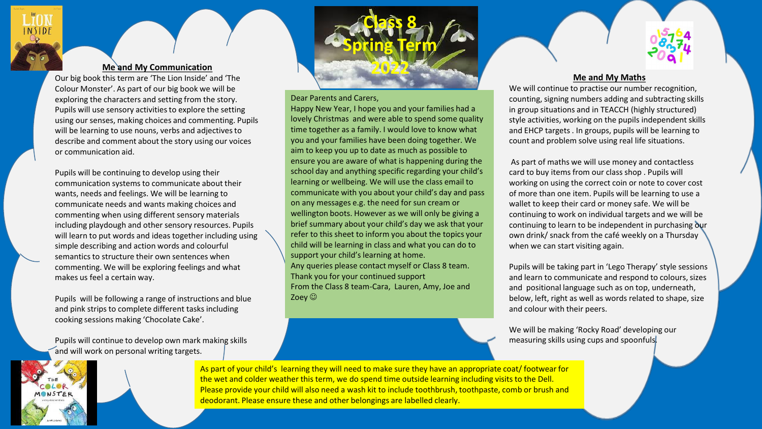# Class 8 Spring Term 2022

Dear Parents and Carers,

Happy New Year, I hope you and your families had a lovely Christmas and were able to spend some quality time together as a family. I would love to know what you and your families have been doing together. We aim to keep you up to date as much as possible to ensure you are aware of what is happening during the school day and anything specific regarding your child's learning or wellbeing. We will use the class email to communicate with you about your child's day and pass on any messages e.g. the need for sun cream or wellington boots. However as we will only be giving a brief summary about your child's day we ask that your refer to this sheet to inform you about the topics your child will be learning in class and what you can do to support your child's learning at home.

Any queries please contact myself or Class 8 team.

Thank you for your continued support

From the Class 8 team-Cara, Lauren, Amy, Joe and Zoey ☺

## Me and My Communication

Our big book this term are 'The Lion Inside' and 'The Colour Monster'. As part of our big book we will be exploring the characters and setting from the story. Pupils will use sensory activities to explore the setting using our senses, making choices and commenting. Pupils will be learning to use nouns, verbs and adjectives to describe and comment about the story using our voices or communication aid.

Pupils will be continuing to develop using their communication systems to communicate about their wants, needs and feelings. We will be learning to communicate needs and wants making choices and commenting when using different sensory materials including playdough and other sensory resources. Pupils will learn to put words and ideas together including using simple describing and action words and colourful semantics to structure their own sentences when commenting. We will be exploring feelings and what makes us feel a certain way.

Pupils will be following a range of instructions and blue and pink strips to complete different tasks including cooking sessions making 'Chocolate Cake'.

Pupils will continue to develop own mark making skills and will work on personal writing targets.

## Me and My Maths

We will continue to practise our number recognition, counting, signing numbers adding and subtracting skills in group situations and in TEACCH (highly structured) style activities, working on the pupils independent skills and EHCP targets . In groups, pupils will be learning to count and problem solve using real life situations.

As part of maths we will use money and contactless card to buy items from our class shop . Pupils will working on using the correct coin or note to cover cost of more than one item. Pupils will be learning to use a wallet to keep their card or money safe. We will be continuing to work on individual targets and we will be continuing to learn to be independent in purchasing our own drink/ snack from the café weekly on a Thursday when we can start visiting again.

Pupils will be taking part in 'Lego Therapy' style sessions and learn to communicate and respond to colours, sizes and positional language such as on top, underneath, below, left, right as well as words related to shape, size and colour with their peers.

We will be making 'Rocky Road' developing our measuring skills using cups and spoonfuls.

As part of your child's learning they will need to make sure they have an appropriate coat/ footwear for the wet and colder weather this term, we do spend time outside learning including visits to the Dell. Please provide your child will also need a wash kit to include toothbrush, toothpaste, comb or brush and deodorant. Please ensure these and other belongings are labelled clearly.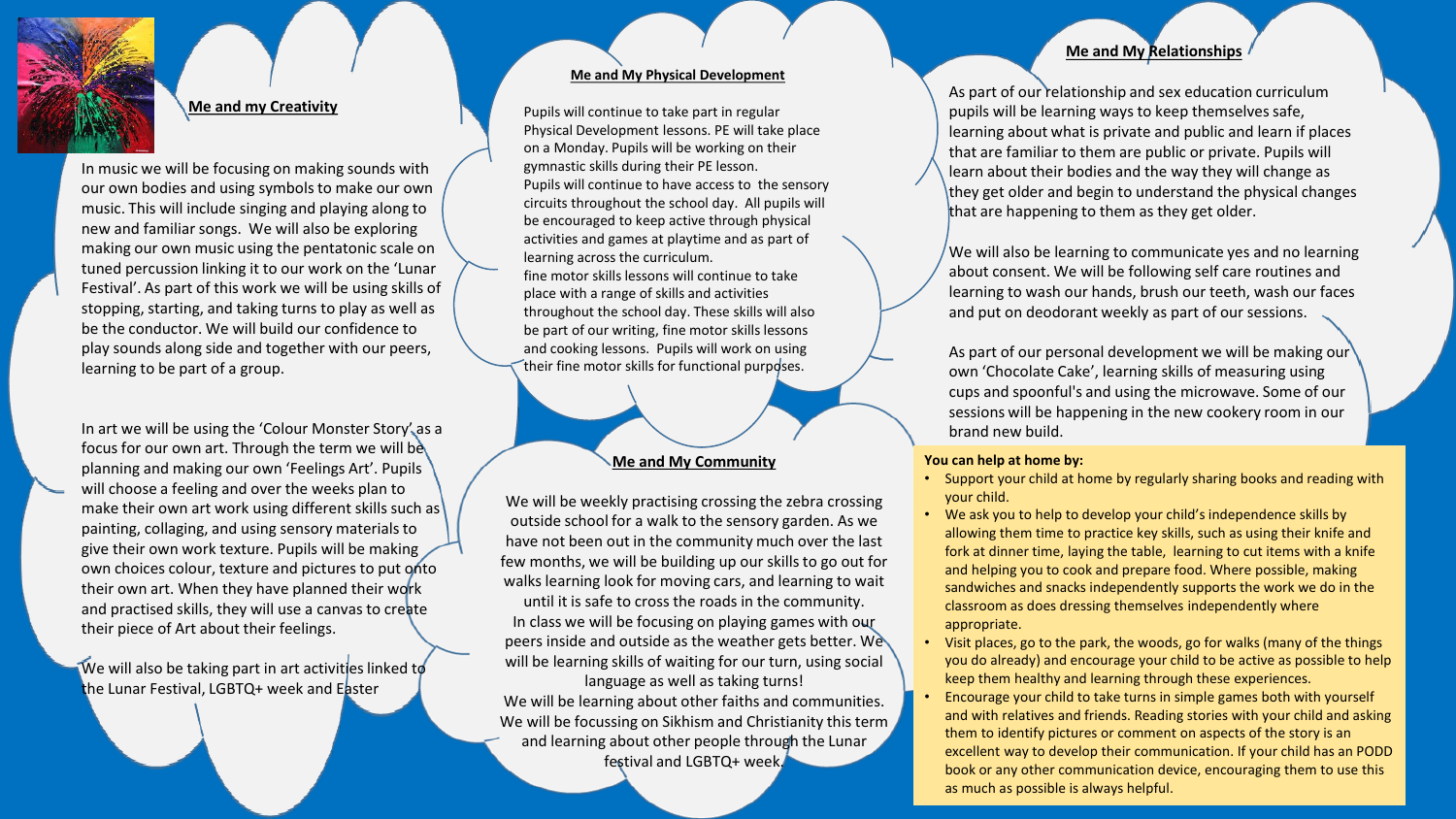## Me and my Creativity

In music we will be focusing on making sounds with our own bodies and using symbols to make our own music. This will include singing and playing along to new and familiar songs. We will also be exploring making our own music using the pentatonic scale on tuned percussion linking it to our work on the 'Lunar Festival'. As part of this work we will be using skills of stopping, starting, and taking turns to play as well as be the conductor. We will build our confidence to play sounds along side and together with our peers, learning to be part of a group.

In art we will be using the 'Colour Monster Story' as a focus for our own art. Through the term we will be planning and making our own 'Feelings Art'. Pupils will choose a feeling and over the weeks plan to make their own art work using different skills such as painting, collaging, and using sensory materials to give their own work texture. Pupils will be making own choices colour, texture and pictures to put onto their own art. When they have planned their work and practised skills, they will use a canvas to create their piece of Art about their feelings.

We will also be taking part in art activities linked to the Lunar Festival, LGBTQ+ week and Easter

## Me and My Physical Development

Pupils will continue to take part in regular Physical Development lessons. PE will take place on a Monday. Pupils will be working on their gymnastic skills during their PE lesson.
Pupils will continue to have access to the sensory circuits throughout the school day. All pupils will be encouraged to keep active through physical activities and games at playtime and as part of learning across the curriculum.
fine motor skills lessons will continue to take place with a range of skills and activities throughout the school day. These skills will also be part of our writing, fine motor skills lessons and cooking lessons. Pupils will work on using their fine motor skills for functional purposes.

## Me and My Community

We will be weekly practising crossing the zebra crossing outside school for a walk to the sensory garden. As we have not been out in the community much over the last few months, we will be building up our skills to go out for walks learning look for moving cars, and learning to wait until it is safe to cross the roads in the community.
In class we will be focusing on playing games with our peers inside and outside as the weather gets better. We will be learning skills of waiting for our turn, using social language as well as taking turns!
We will be learning about other faiths and communities. We will be focussing on Sikhism and Christianity this term and learning about other people through the Lunar festival and LGBTQ+ week.

## Me and My Relationships

As part of our relationship and sex education curriculum pupils will be learning ways to keep themselves safe, learning about what is private and public and learn if places that are familiar to them are public or private. Pupils will learn about their bodies and the way they will change as they get older and begin to understand the physical changes that are happening to them as they get older.

We will also be learning to communicate yes and no learning about consent. We will be following self care routines and learning to wash our hands, brush our teeth, wash our faces and put on deodorant weekly as part of our sessions.

As part of our personal development we will be making our own 'Chocolate Cake', learning skills of measuring using cups and spoonful's and using the microwave. Some of our sessions will be happening in the new cookery room in our brand new build.

**You can help at home by:**

- Support your child at home by regularly sharing books and reading with your child.
- We ask you to help to develop your child's independence skills by allowing them time to practice key skills, such as using their knife and fork at dinner time, laying the table, learning to cut items with a knife and helping you to cook and prepare food. Where possible, making sandwiches and snacks independently supports the work we do in the classroom as does dressing themselves independently where appropriate.
- Visit places, go to the park, the woods, go for walks (many of the things you do already) and encourage your child to be active as possible to help keep them healthy and learning through these experiences.
- Encourage your child to take turns in simple games both with yourself and with relatives and friends. Reading stories with your child and asking them to identify pictures or comment on aspects of the story is an excellent way to develop their communication. If your child has an PODD book or any other communication device, encouraging them to use this as much as possible is always helpful.